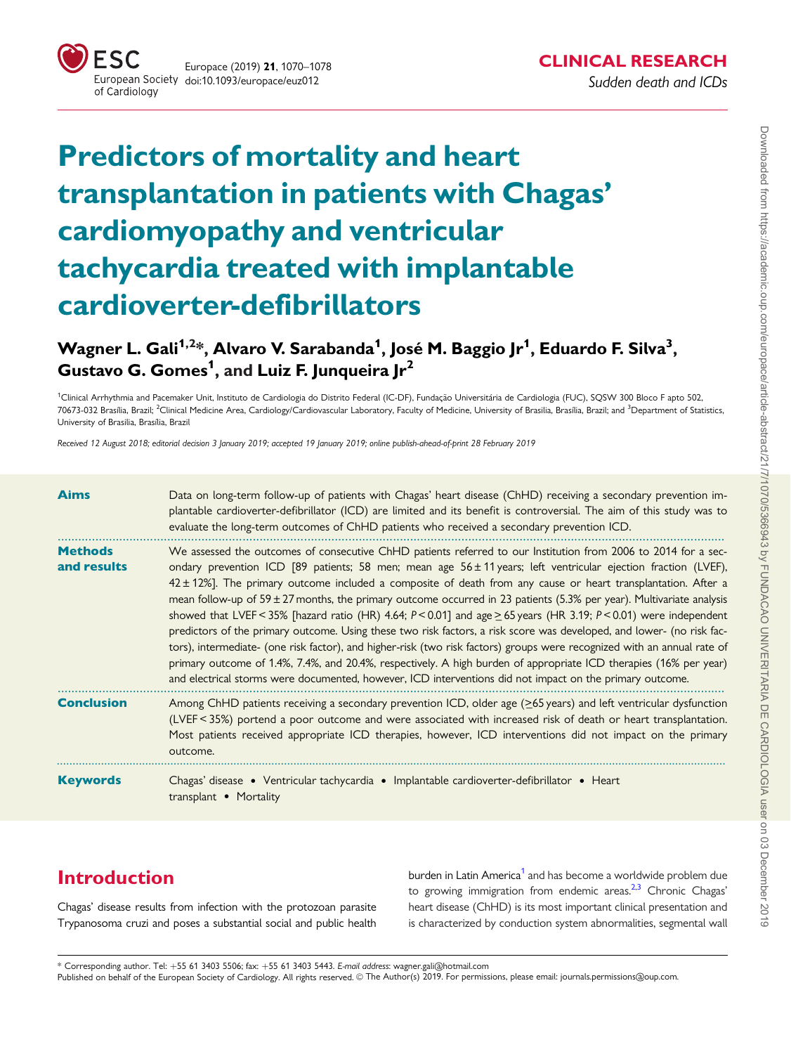# Predictors of mortality and heart transplantation in patients with Chagas' cardiomyopathy and ventricular tachycardia treated with implantable cardioverter-defibrillators

**Wagner L. Gali[1,2]*, Alvaro V. Sarabanda[1], José M. Baggio Jr[1], Eduardo F. Silva[3], Gustavo G. Gomes[1], and Luiz F. Junqueira Jr[2]**

[1]Clinical Arrhythmia and Pacemaker Unit, Instituto de Cardiologia do Distrito Federal (IC-DF), Fundação Universitária de Cardiologia (FUC), SQSW 300 Bloco F apto 502, 70673-032 Brasília, Brazil; [2]Clinical Medicine Area, Cardiology/Cardiovascular Laboratory, Faculty of Medicine, University of Brasilia, Brasília, Brazil; and [3]Department of Statistics, University of Brasilia, Brasília, Brazil

*Received 12 August 2018; editorial decision 3 January 2019; accepted 19 January 2019; online publish-ahead-of-print 28 February 2019*

**Aims**

Data on long-term follow-up of patients with Chagas' heart disease (ChHD) receiving a secondary prevention implantable cardioverter-defibrillator (ICD) are limited and its benefit is controversial. The aim of this study was to evaluate the long-term outcomes of ChHD patients who received a secondary prevention ICD.

**Methods and results**

We assessed the outcomes of consecutive ChHD patients referred to our Institution from 2006 to 2014 for a secondary prevention ICD [89 patients; 58 men; mean age 56 ± 11 years; left ventricular ejection fraction (LVEF), 42 ± 12%]. The primary outcome included a composite of death from any cause or heart transplantation. After a mean follow-up of 59 ± 27 months, the primary outcome occurred in 23 patients (5.3% per year). Multivariate analysis showed that LVEF < 35% [hazard ratio (HR) 4.64; $P < 0.01$] and age ≥ 65 years (HR 3.19; $P < 0.01$) were independent predictors of the primary outcome. Using these two risk factors, a risk score was developed, and lower- (no risk factors), intermediate- (one risk factor), and higher-risk (two risk factors) groups were recognized with an annual rate of primary outcome of 1.4%, 7.4%, and 20.4%, respectively. A high burden of appropriate ICD therapies (16% per year) and electrical storms were documented, however, ICD interventions did not impact on the primary outcome.

**Conclusion**

Among ChHD patients receiving a secondary prevention ICD, older age (≥65 years) and left ventricular dysfunction (LVEF < 35%) portend a poor outcome and were associated with increased risk of death or heart transplantation. Most patients received appropriate ICD therapies, however, ICD interventions did not impact on the primary outcome.

**Keywords**

Chagas' disease • Ventricular tachycardia • Implantable cardioverter-defibrillator • Heart transplant • Mortality

## Introduction

Chagas' disease results from infection with the protozoan parasite Trypanosoma cruzi and poses a substantial social and public health burden in Latin America[1] and has become a worldwide problem due to growing immigration from endemic areas.[2,3] Chronic Chagas' heart disease (ChHD) is its most important clinical presentation and is characterized by conduction system abnormalities, segmental wall

\* Corresponding author. Tel: +55 61 3403 5506; fax: +55 61 3403 5443. *E-mail address*: wagner.gali@hotmail.com

Published on behalf of the European Society of Cardiology. All rights reserved. © The Author(s) 2019. For permissions, please email: journals.permissions@oup.com.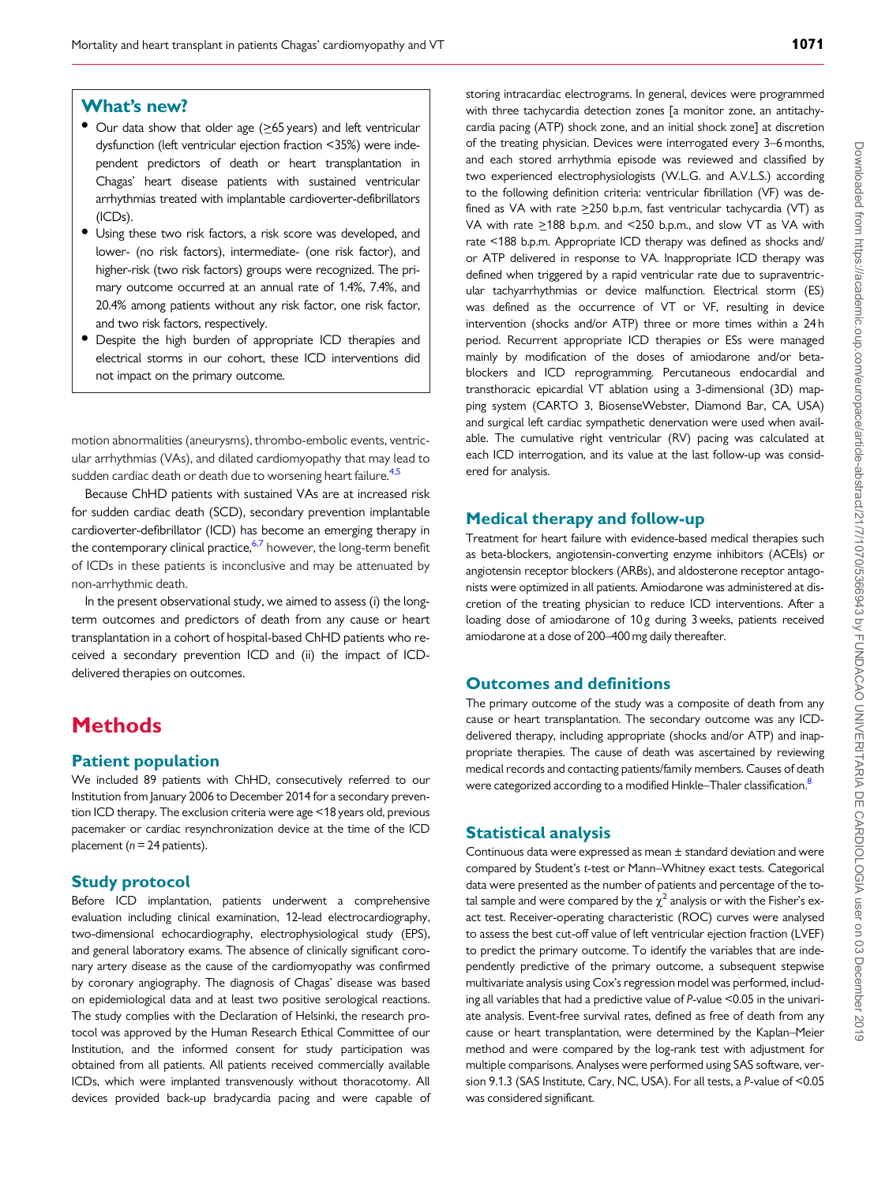## What's new?

- Our data show that older age (≥65 years) and left ventricular dysfunction (left ventricular ejection fraction <35%) were independent predictors of death or heart transplantation in Chagas' heart disease patients with sustained ventricular arrhythmias treated with implantable cardioverter-defibrillators (ICDs).
- Using these two risk factors, a risk score was developed, and lower- (no risk factors), intermediate- (one risk factor), and higher-risk (two risk factors) groups were recognized. The primary outcome occurred at an annual rate of 1.4%, 7.4%, and 20.4% among patients without any risk factor, one risk factor, and two risk factors, respectively.
- Despite the high burden of appropriate ICD therapies and electrical storms in our cohort, these ICD interventions did not impact on the primary outcome.

motion abnormalities (aneurysms), thrombo-embolic events, ventricular arrhythmias (VAs), and dilated cardiomyopathy that may lead to sudden cardiac death or death due to worsening heart failure.[4,5]

Because ChHD patients with sustained VAs are at increased risk for sudden cardiac death (SCD), secondary prevention implantable cardioverter-defibrillator (ICD) has become an emerging therapy in the contemporary clinical practice,[6,7] however, the long-term benefit of ICDs in these patients is inconclusive and may be attenuated by non-arrhythmic death.

In the present observational study, we aimed to assess (i) the long-term outcomes and predictors of death from any cause or heart transplantation in a cohort of hospital-based ChHD patients who received a secondary prevention ICD and (ii) the impact of ICD-delivered therapies on outcomes.

# Methods

## Patient population

We included 89 patients with ChHD, consecutively referred to our Institution from January 2006 to December 2014 for a secondary prevention ICD therapy. The exclusion criteria were age <18 years old, previous pacemaker or cardiac resynchronization device at the time of the ICD placement ($n = 24$ patients).

## Study protocol

Before ICD implantation, patients underwent a comprehensive evaluation including clinical examination, 12-lead electrocardiography, two-dimensional echocardiography, electrophysiological study (EPS), and general laboratory exams. The absence of clinically significant coronary artery disease as the cause of the cardiomyopathy was confirmed by coronary angiography. The diagnosis of Chagas' disease was based on epidemiological data and at least two positive serological reactions. The study complies with the Declaration of Helsinki, the research protocol was approved by the Human Research Ethical Committee of our Institution, and the informed consent for study participation was obtained from all patients. All patients received commercially available ICDs, which were implanted transvenously without thoracotomy. All devices provided back-up bradycardia pacing and were capable of storing intracardiac electrograms. In general, devices were programmed with three tachycardia detection zones [a monitor zone, an antitachycardia pacing (ATP) shock zone, and an initial shock zone] at discretion of the treating physician. Devices were interrogated every 3–6 months, and each stored arrhythmia episode was reviewed and classified by two experienced electrophysiologists (W.L.G. and A.V.L.S.) according to the following definition criteria: ventricular fibrillation (VF) was defined as VA with rate ≥250 b.p.m, fast ventricular tachycardia (VT) as VA with rate ≥188 b.p.m. and <250 b.p.m., and slow VT as VA with rate <188 b.p.m. Appropriate ICD therapy was defined as shocks and/or ATP delivered in response to VA. Inappropriate ICD therapy was defined when triggered by a rapid ventricular rate due to supraventricular tachyarrhythmias or device malfunction. Electrical storm (ES) was defined as the occurrence of VT or VF, resulting in device intervention (shocks and/or ATP) three or more times within a 24 h period. Recurrent appropriate ICD therapies or ESs were managed mainly by modification of the doses of amiodarone and/or beta-blockers and ICD reprogramming. Percutaneous endocardial and transthoracic epicardial VT ablation using a 3-dimensional (3D) mapping system (CARTO 3, BiosenseWebster, Diamond Bar, CA, USA) and surgical left cardiac sympathetic denervation were used when available. The cumulative right ventricular (RV) pacing was calculated at each ICD interrogation, and its value at the last follow-up was considered for analysis.

## Medical therapy and follow-up

Treatment for heart failure with evidence-based medical therapies such as beta-blockers, angiotensin-converting enzyme inhibitors (ACEIs) or angiotensin receptor blockers (ARBs), and aldosterone receptor antagonists were optimized in all patients. Amiodarone was administered at discretion of the treating physician. After a loading dose of amiodarone of 10 g during 3 weeks, patients received amiodarone at a dose of 200–400 mg daily thereafter.

## Outcomes and definitions

The primary outcome of the study was a composite of death from any cause or heart transplantation. The secondary outcome was any ICD-delivered therapy, including appropriate (shocks and/or ATP) and inappropriate therapies. The cause of death was ascertained by reviewing medical records and contacting patients/family members. Causes of death were categorized according to a modified Hinkle–Thaler classification.[8]

## Statistical analysis

Continuous data were expressed as mean ± standard deviation and were compared by Student's *t*-test or Mann–Whitney exact tests. Categorical data were presented as the number of patients and percentage of the total sample and were compared by the $\chi^2$ analysis or with the Fisher's exact test. Receiver-operating characteristic (ROC) curves were analysed to assess the best cut-off value of left ventricular ejection fraction (LVEF) to predict the primary outcome. To identify the variables that are independently predictive of the primary outcome, a subsequent stepwise multivariate analysis using Cox's regression model was performed, including all variables that had a predictive value of $P$-value <0.05 in the univariate analysis. Event-free survival rates, defined as free of death from any cause or heart transplantation, were determined by the Kaplan–Meier method and were compared by the log-rank test with adjustment for multiple comparisons. Analyses were performed using SAS software, version 9.1.3 (SAS Institute, Cary, NC, USA). For all tests, a $P$-value of <0.05 was considered significant.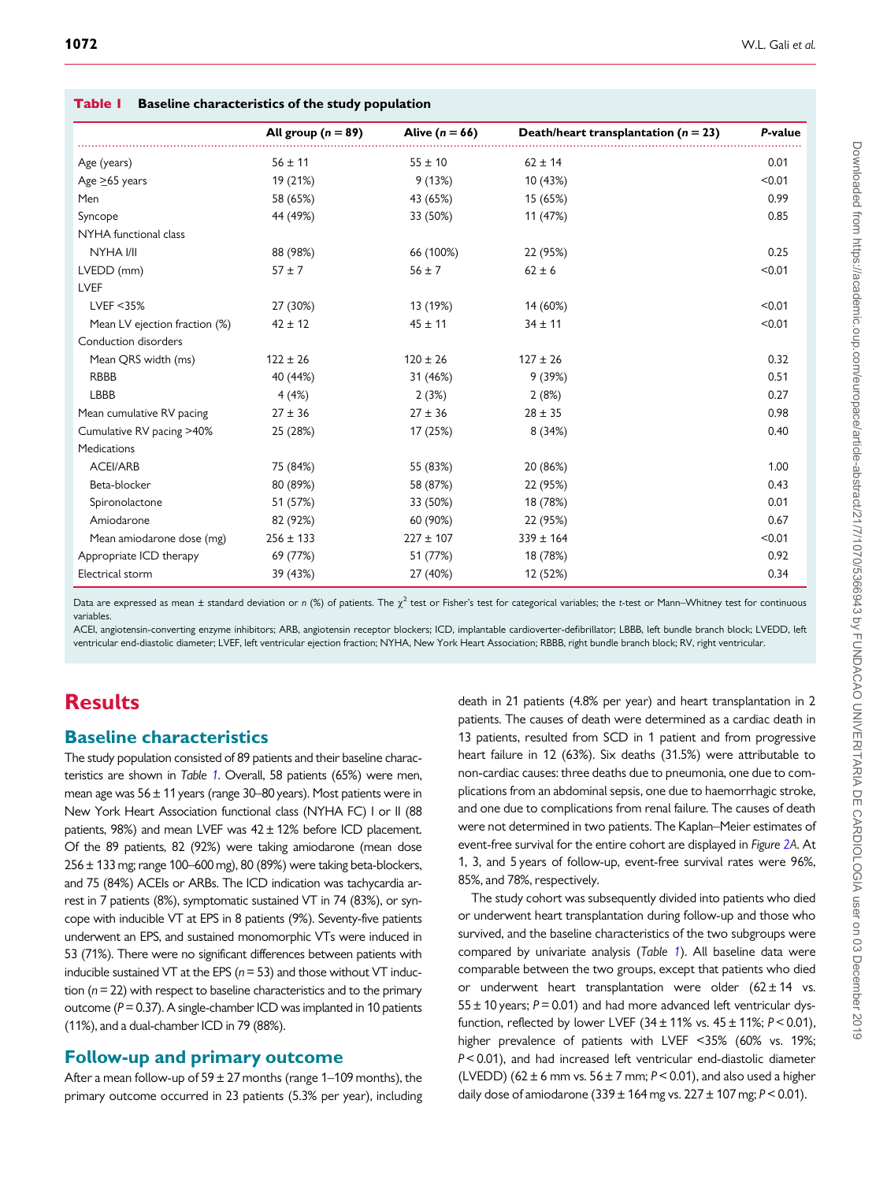**Table 1** Baseline characteristics of the study population

| | All group (n = 89) | Alive (n = 66) | Death/heart transplantation (n = 23) | P-value |
|---|---|---|---|---|
| Age (years) | 56 ± 11 | 55 ± 10 | 62 ± 14 | 0.01 |
| Age ≥65 years | 19 (21%) | 9 (13%) | 10 (43%) | <0.01 |
| Men | 58 (65%) | 43 (65%) | 15 (65%) | 0.99 |
| Syncope | 44 (49%) | 33 (50%) | 11 (47%) | 0.85 |
| NYHA functional class | | | | |
| NYHA I/II | 88 (98%) | 66 (100%) | 22 (95%) | 0.25 |
| LVEDD (mm) | 57 ± 7 | 56 ± 7 | 62 ± 6 | <0.01 |
| LVEF | | | | |
| LVEF <35% | 27 (30%) | 13 (19%) | 14 (60%) | <0.01 |
| Mean LV ejection fraction (%) | 42 ± 12 | 45 ± 11 | 34 ± 11 | <0.01 |
| Conduction disorders | | | | |
| Mean QRS width (ms) | 122 ± 26 | 120 ± 26 | 127 ± 26 | 0.32 |
| RBBB | 40 (44%) | 31 (46%) | 9 (39%) | 0.51 |
| LBBB | 4 (4%) | 2 (3%) | 2 (8%) | 0.27 |
| Mean cumulative RV pacing | 27 ± 36 | 27 ± 36 | 28 ± 35 | 0.98 |
| Cumulative RV pacing >40% | 25 (28%) | 17 (25%) | 8 (34%) | 0.40 |
| Medications | | | | |
| ACEI/ARB | 75 (84%) | 55 (83%) | 20 (86%) | 1.00 |
| Beta-blocker | 80 (89%) | 58 (87%) | 22 (95%) | 0.43 |
| Spironolactone | 51 (57%) | 33 (50%) | 18 (78%) | 0.01 |
| Amiodarone | 82 (92%) | 60 (90%) | 22 (95%) | 0.67 |
| Mean amiodarone dose (mg) | 256 ± 133 | 227 ± 107 | 339 ± 164 | <0.01 |
| Appropriate ICD therapy | 69 (77%) | 51 (77%) | 18 (78%) | 0.92 |
| Electrical storm | 39 (43%) | 27 (40%) | 12 (52%) | 0.34 |

Data are expressed as mean ± standard deviation or *n* (%) of patients. The $\chi^2$ test or Fisher's test for categorical variables; the *t*-test or Mann–Whitney test for continuous variables.

ACEI, angiotensin-converting enzyme inhibitors; ARB, angiotensin receptor blockers; ICD, implantable cardioverter-defibrillator; LBBB, left bundle branch block; LVEDD, left ventricular end-diastolic diameter; LVEF, left ventricular ejection fraction; NYHA, New York Heart Association; RBBB, right bundle branch block; RV, right ventricular.

# Results

## Baseline characteristics

The study population consisted of 89 patients and their baseline characteristics are shown in *Table 1*. Overall, 58 patients (65%) were men, mean age was 56 ± 11 years (range 30–80 years). Most patients were in New York Heart Association functional class (NYHA FC) I or II (88 patients, 98%) and mean LVEF was 42 ± 12% before ICD placement. Of the 89 patients, 82 (92%) were taking amiodarone (mean dose 256 ± 133 mg; range 100–600 mg), 80 (89%) were taking beta-blockers, and 75 (84%) ACEIs or ARBs. The ICD indication was tachycardia arrest in 7 patients (8%), symptomatic sustained VT in 74 (83%), or syncope with inducible VT at EPS in 8 patients (9%). Seventy-five patients underwent an EPS, and sustained monomorphic VTs were induced in 53 (71%). There were no significant differences between patients with inducible sustained VT at the EPS ($n = 53$) and those without VT induction ($n = 22$) with respect to baseline characteristics and to the primary outcome ($P = 0.37$). A single-chamber ICD was implanted in 10 patients (11%), and a dual-chamber ICD in 79 (88%).

## Follow-up and primary outcome

After a mean follow-up of 59 ± 27 months (range 1–109 months), the primary outcome occurred in 23 patients (5.3% per year), including death in 21 patients (4.8% per year) and heart transplantation in 2 patients. The causes of death were determined as a cardiac death in 13 patients, resulted from SCD in 1 patient and from progressive heart failure in 12 (63%). Six deaths (31.5%) were attributable to non-cardiac causes: three deaths due to pneumonia, one due to complications from an abdominal sepsis, one due to haemorrhagic stroke, and one due to complications from renal failure. The causes of death were not determined in two patients. The Kaplan–Meier estimates of event-free survival for the entire cohort are displayed in *Figure 2A*. At 1, 3, and 5 years of follow-up, event-free survival rates were 96%, 85%, and 78%, respectively.

The study cohort was subsequently divided into patients who died or underwent heart transplantation during follow-up and those who survived, and the baseline characteristics of the two subgroups were compared by univariate analysis (*Table 1*). All baseline data were comparable between the two groups, except that patients who died or underwent heart transplantation were older (62 ± 14 vs. 55 ± 10 years; $P = 0.01$) and had more advanced left ventricular dysfunction, reflected by lower LVEF (34 ± 11% vs. 45 ± 11%; $P < 0.01$), higher prevalence of patients with LVEF <35% (60% vs. 19%; $P < 0.01$), and had increased left ventricular end-diastolic diameter (LVEDD) (62 ± 6 mm vs. 56 ± 7 mm; $P < 0.01$), and also used a higher daily dose of amiodarone (339 ± 164 mg vs. 227 ± 107 mg; $P < 0.01$).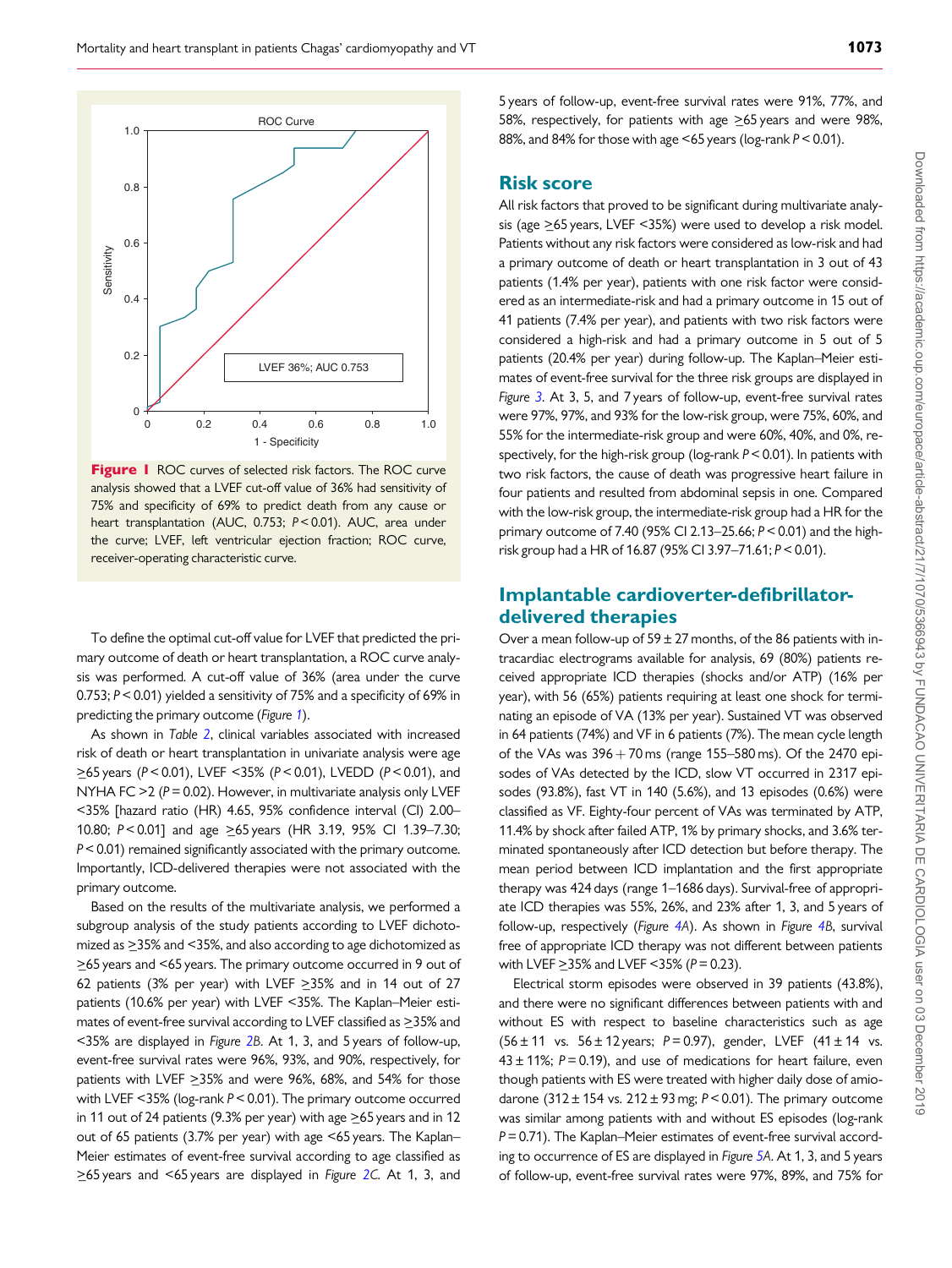**Figure 1** ROC curves of selected risk factors. The ROC curve analysis showed that a LVEF cut-off value of 36% had sensitivity of 75% and specificity of 69% to predict death from any cause or heart transplantation (AUC, 0.753; $P < 0.01$). AUC, area under the curve; LVEF, left ventricular ejection fraction; ROC curve, receiver-operating characteristic curve.

To define the optimal cut-off value for LVEF that predicted the primary outcome of death or heart transplantation, a ROC curve analysis was performed. A cut-off value of 36% (area under the curve 0.753; $P < 0.01$) yielded a sensitivity of 75% and a specificity of 69% in predicting the primary outcome (*Figure 1*).

As shown in *Table 2*, clinical variables associated with increased risk of death or heart transplantation in univariate analysis were age ≥65 years ($P < 0.01$), LVEF <35% ($P < 0.01$), LVEDD ($P < 0.01$), and NYHA FC >2 ($P = 0.02$). However, in multivariate analysis only LVEF <35% [hazard ratio (HR) 4.65, 95% confidence interval (CI) 2.00–10.80; $P < 0.01$] and age ≥65 years (HR 3.19, 95% CI 1.39–7.30; $P < 0.01$) remained significantly associated with the primary outcome. Importantly, ICD-delivered therapies were not associated with the primary outcome.

Based on the results of the multivariate analysis, we performed a subgroup analysis of the study patients according to LVEF dichotomized as ≥35% and <35%, and also according to age dichotomized as ≥65 years and <65 years. The primary outcome occurred in 9 out of 62 patients (3% per year) with LVEF ≥35% and in 14 out of 27 patients (10.6% per year) with LVEF <35%. The Kaplan–Meier estimates of event-free survival according to LVEF classified as ≥35% and <35% are displayed in *Figure 2B*. At 1, 3, and 5 years of follow-up, event-free survival rates were 96%, 93%, and 90%, respectively, for patients with LVEF ≥35% and were 96%, 68%, and 54% for those with LVEF <35% (log-rank $P < 0.01$). The primary outcome occurred in 11 out of 24 patients (9.3% per year) with age ≥65 years and in 12 out of 65 patients (3.7% per year) with age <65 years. The Kaplan–Meier estimates of event-free survival according to age classified as ≥65 years and <65 years are displayed in *Figure 2C*. At 1, 3, and 5 years of follow-up, event-free survival rates were 91%, 77%, and 58%, respectively, for patients with age ≥65 years and were 98%, 88%, and 84% for those with age <65 years (log-rank $P < 0.01$).

## Risk score

All risk factors that proved to be significant during multivariate analysis (age ≥65 years, LVEF <35%) were used to develop a risk model. Patients without any risk factors were considered as low-risk and had a primary outcome of death or heart transplantation in 3 out of 43 patients (1.4% per year), patients with one risk factor were considered as an intermediate-risk and had a primary outcome in 15 out of 41 patients (7.4% per year), and patients with two risk factors were considered a high-risk and had a primary outcome in 5 out of 5 patients (20.4% per year) during follow-up. The Kaplan–Meier estimates of event-free survival for the three risk groups are displayed in *Figure 3*. At 3, 5, and 7 years of follow-up, event-free survival rates were 97%, 97%, and 93% for the low-risk group, were 75%, 60%, and 55% for the intermediate-risk group and were 60%, 40%, and 0%, respectively, for the high-risk group (log-rank $P < 0.01$). In patients with two risk factors, the cause of death was progressive heart failure in four patients and resulted from abdominal sepsis in one. Compared with the low-risk group, the intermediate-risk group had a HR for the primary outcome of 7.40 (95% CI 2.13–25.66; $P < 0.01$) and the high-risk group had a HR of 16.87 (95% CI 3.97–71.61; $P < 0.01$).

## Implantable cardioverter-defibrillator-delivered therapies

Over a mean follow-up of 59 ± 27 months, of the 86 patients with intracardiac electrograms available for analysis, 69 (80%) patients received appropriate ICD therapies (shocks and/or ATP) (16% per year), with 56 (65%) patients requiring at least one shock for terminating an episode of VA (13% per year). Sustained VT was observed in 64 patients (74%) and VF in 6 patients (7%). The mean cycle length of the VAs was 396 + 70 ms (range 155–580 ms). Of the 2470 episodes of VAs detected by the ICD, slow VT occurred in 2317 episodes (93.8%), fast VT in 140 (5.6%), and 13 episodes (0.6%) were classified as VF. Eighty-four percent of VAs was terminated by ATP, 11.4% by shock after failed ATP, 1% by primary shocks, and 3.6% terminated spontaneously after ICD detection but before therapy. The mean period between ICD implantation and the first appropriate therapy was 424 days (range 1–1686 days). Survival-free of appropriate ICD therapies was 55%, 26%, and 23% after 1, 3, and 5 years of follow-up, respectively (*Figure 4A*). As shown in *Figure 4B*, survival free of appropriate ICD therapy was not different between patients with LVEF ≥35% and LVEF <35% ($P = 0.23$).

Electrical storm episodes were observed in 39 patients (43.8%), and there were no significant differences between patients with and without ES with respect to baseline characteristics such as age (56 ± 11 vs. 56 ± 12 years; $P = 0.97$), gender, LVEF (41 ± 14 vs. 43 ± 11%; $P = 0.19$), and use of medications for heart failure, even though patients with ES were treated with higher daily dose of amiodarone (312 ± 154 vs. 212 ± 93 mg; $P < 0.01$). The primary outcome was similar among patients with and without ES episodes (log-rank $P = 0.71$). The Kaplan–Meier estimates of event-free survival according to occurrence of ES are displayed in *Figure 5A*. At 1, 3, and 5 years of follow-up, event-free survival rates were 97%, 89%, and 75% for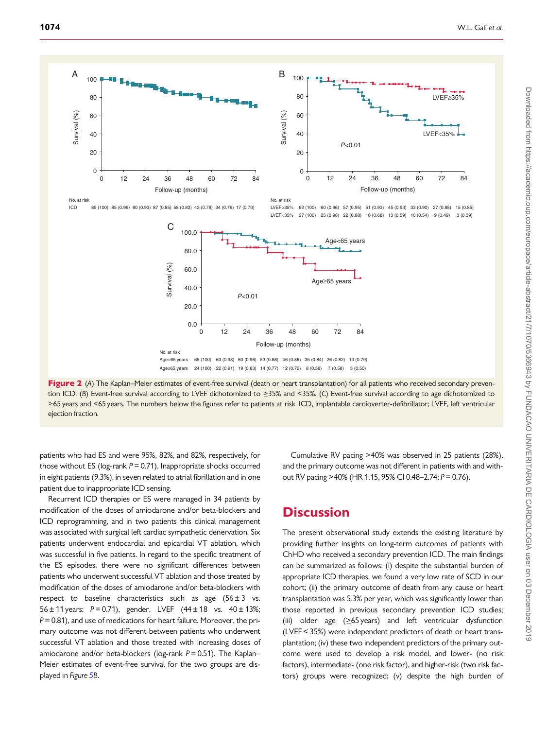**Figure 2** (*A*) The Kaplan–Meier estimates of event-free survival (death or heart transplantation) for all patients who received secondary prevention ICD. (*B*) Event-free survival according to LVEF dichotomized to ≥35% and <35%. (*C*) Event-free survival according to age dichotomized to ≥65 years and <65 years. The numbers below the figures refer to patients at risk. ICD, implantable cardioverter-defibrillator; LVEF, left ventricular ejection fraction.

patients who had ES and were 95%, 82%, and 82%, respectively, for those without ES (log-rank $P = 0.71$). Inappropriate shocks occurred in eight patients (9.3%), in seven related to atrial fibrillation and in one patient due to inappropriate ICD sensing.

Recurrent ICD therapies or ES were managed in 34 patients by modification of the doses of amiodarone and/or beta-blockers and ICD reprogramming, and in two patients this clinical management was associated with surgical left cardiac sympathetic denervation. Six patients underwent endocardial and epicardial VT ablation, which was successful in five patients. In regard to the specific treatment of the ES episodes, there were no significant differences between patients who underwent successful VT ablation and those treated by modification of the doses of amiodarone and/or beta-blockers with respect to baseline characteristics such as age (56 ± 3 vs. 56 ± 11 years; $P = 0.71$), gender, LVEF (44 ± 18 vs. 40 ± 13%; $P = 0.81$), and use of medications for heart failure. Moreover, the primary outcome was not different between patients who underwent successful VT ablation and those treated with increasing doses of amiodarone and/or beta-blockers (log-rank $P = 0.51$). The Kaplan–Meier estimates of event-free survival for the two groups are displayed in *Figure 5B*.

Cumulative RV pacing >40% was observed in 25 patients (28%), and the primary outcome was not different in patients with and without RV pacing >40% (HR 1.15, 95% CI 0.48–2.74; $P = 0.76$).

## Discussion

The present observational study extends the existing literature by providing further insights on long-term outcomes of patients with ChHD who received a secondary prevention ICD. The main findings can be summarized as follows: (i) despite the substantial burden of appropriate ICD therapies, we found a very low rate of SCD in our cohort; (ii) the primary outcome of death from any cause or heart transplantation was 5.3% per year, which was significantly lower than those reported in previous secondary prevention ICD studies; (iii) older age (≥65 years) and left ventricular dysfunction (LVEF < 35%) were independent predictors of death or heart transplantation; (iv) these two independent predictors of the primary outcome were used to develop a risk model, and lower- (no risk factors), intermediate- (one risk factor), and higher-risk (two risk factors) groups were recognized; (v) despite the high burden of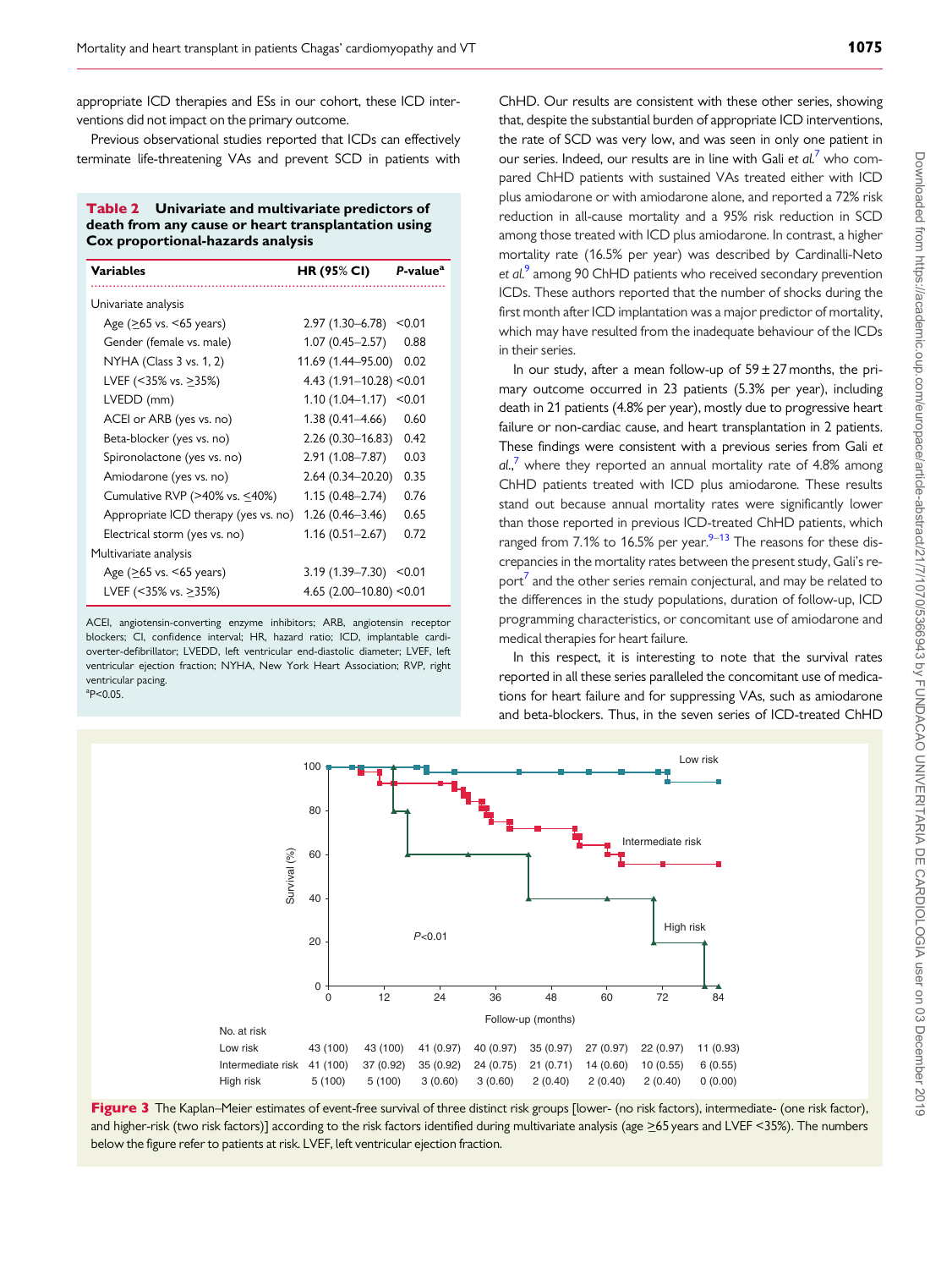appropriate ICD therapies and ESs in our cohort, these ICD interventions did not impact on the primary outcome.

Previous observational studies reported that ICDs can effectively terminate life-threatening VAs and prevent SCD in patients with ChHD. Our results are consistent with these other series, showing that, despite the substantial burden of appropriate ICD interventions, the rate of SCD was very low, and was seen in only one patient in our series. Indeed, our results are in line with Gali *et al.*[7] who compared ChHD patients with sustained VAs treated either with ICD plus amiodarone or with amiodarone alone, and reported a 72% risk reduction in all-cause mortality and a 95% risk reduction in SCD among those treated with ICD plus amiodarone. In contrast, a higher mortality rate (16.5% per year) was described by Cardinalli-Neto *et al.*[9] among 90 ChHD patients who received secondary prevention ICDs. These authors reported that the number of shocks during the first month after ICD implantation was a major predictor of mortality, which may have resulted from the inadequate behaviour of the ICDs in their series.

**Table 2 Univariate and multivariate predictors of death from any cause or heart transplantation using Cox proportional-hazards analysis**

| Variables | HR (95% CI) | *P*-value[a] |
|---|---|---|
| Univariate analysis | | |
| Age (≥65 vs. <65 years) | 2.97 (1.30–6.78) | <0.01 |
| Gender (female vs. male) | 1.07 (0.45–2.57) | 0.88 |
| NYHA (Class 3 vs. 1, 2) | 11.69 (1.44–95.00) | 0.02 |
| LVEF (<35% vs. ≥35%) | 4.43 (1.91–10.28) | <0.01 |
| LVEDD (mm) | 1.10 (1.04–1.17) | <0.01 |
| ACEI or ARB (yes vs. no) | 1.38 (0.41–4.66) | 0.60 |
| Beta-blocker (yes vs. no) | 2.26 (0.30–16.83) | 0.42 |
| Spironolactone (yes vs. no) | 2.91 (1.08–7.87) | 0.03 |
| Amiodarone (yes vs. no) | 2.64 (0.34–20.20) | 0.35 |
| Cumulative RVP (>40% vs. ≤40%) | 1.15 (0.48–2.74) | 0.76 |
| Appropriate ICD therapy (yes vs. no) | 1.26 (0.46–3.46) | 0.65 |
| Electrical storm (yes vs. no) | 1.16 (0.51–2.67) | 0.72 |
| Multivariate analysis | | |
| Age (≥65 vs. <65 years) | 3.19 (1.39–7.30) | <0.01 |
| LVEF (<35% vs. ≥35%) | 4.65 (2.00–10.80) | <0.01 |

ACEI, angiotensin-converting enzyme inhibitors; ARB, angiotensin receptor blockers; CI, confidence interval; HR, hazard ratio; ICD, implantable cardioverter-defibrillator; LVEDD, left ventricular end-diastolic diameter; LVEF, left ventricular ejection fraction; NYHA, New York Heart Association; RVP, right ventricular pacing.
[a]P<0.05.

In our study, after a mean follow-up of 59 ± 27 months, the primary outcome occurred in 23 patients (5.3% per year), including death in 21 patients (4.8% per year), mostly due to progressive heart failure or non-cardiac cause, and heart transplantation in 2 patients. These findings were consistent with a previous series from Gali *et al.*,[7] where they reported an annual mortality rate of 4.8% among ChHD patients treated with ICD plus amiodarone. These results stand out because annual mortality rates were significantly lower than those reported in previous ICD-treated ChHD patients, which ranged from 7.1% to 16.5% per year.[9–13] The reasons for these discrepancies in the mortality rates between the present study, Gali's report[7] and the other series remain conjectural, and may be related to the differences in the study populations, duration of follow-up, ICD programming characteristics, or concomitant use of amiodarone and medical therapies for heart failure.

In this respect, it is interesting to note that the survival rates reported in all these series paralleled the concomitant use of medications for heart failure and for suppressing VAs, such as amiodarone and beta-blockers. Thus, in the seven series of ICD-treated ChHD

| No. at risk | 0 | 12 | 24 | 36 | 48 | 60 | 72 | 84 |
|---|---|---|---|---|---|---|---|---|
| Low risk | 43 (100) | 43 (100) | 41 (0.97) | 40 (0.97) | 35 (0.97) | 27 (0.97) | 22 (0.97) | 11 (0.93) |
| Intermediate risk | 41 (100) | 37 (0.92) | 35 (0.92) | 24 (0.75) | 21 (0.71) | 14 (0.60) | 10 (0.55) | 6 (0.55) |
| High risk | 5 (100) | 5 (100) | 3 (0.60) | 3 (0.60) | 2 (0.40) | 2 (0.40) | 2 (0.40) | 0 (0.00) |

**Figure 3** The Kaplan–Meier estimates of event-free survival of three distinct risk groups [lower- (no risk factors), intermediate- (one risk factor), and higher-risk (two risk factors)] according to the risk factors identified during multivariate analysis (age ≥65 years and LVEF <35%). The numbers below the figure refer to patients at risk. LVEF, left ventricular ejection fraction.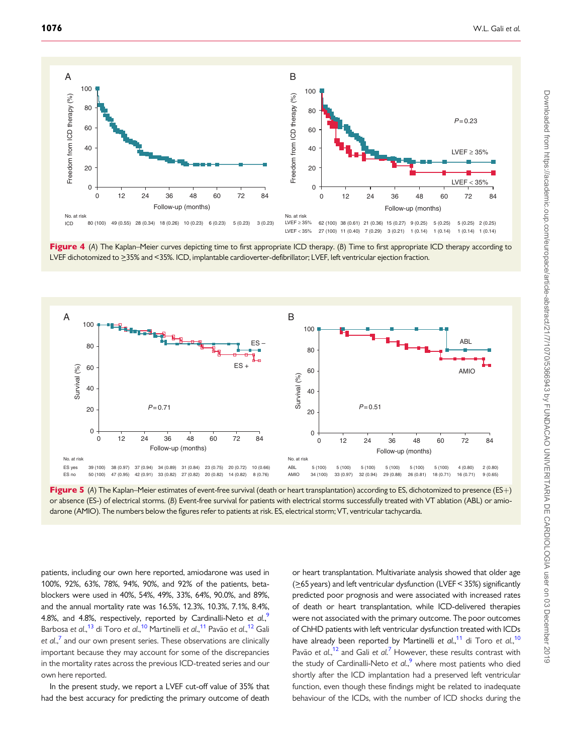**Figure 4** (*A*) The Kaplan–Meier curves depicting time to first appropriate ICD therapy. (*B*) Time to first appropriate ICD therapy according to LVEF dichotomized to ≥35% and <35%. ICD, implantable cardioverter-defibrillator; LVEF, left ventricular ejection fraction.

**Figure 5** (*A*) The Kaplan–Meier estimates of event-free survival (death or heart transplantation) according to ES, dichotomized to presence (ES+) or absence (ES-) of electrical storms. (*B*) Event-free survival for patients with electrical storms successfully treated with VT ablation (ABL) or amiodarone (AMIO). The numbers below the figures refer to patients at risk. ES, electrical storm; VT, ventricular tachycardia.

patients, including our own here reported, amiodarone was used in 100%, 92%, 63%, 78%, 94%, 90%, and 92% of the patients, beta-blockers were used in 40%, 54%, 49%, 33%, 64%, 90.0%, and 89%, and the annual mortality rate was 16.5%, 12.3%, 10.3%, 7.1%, 8.4%, 4.8%, and 4.8%, respectively, reported by Cardinalli-Neto *et al.*,[9] Barbosa *et al.*,[13] di Toro *et al.*,[10] Martinelli *et al.*,[11] Pavão *et al.*,[12] Gali *et al.*,[7] and our own present series. These observations are clinically important because they may account for some of the discrepancies in the mortality rates across the previous ICD-treated series and our own here reported.

In the present study, we report a LVEF cut-off value of 35% that had the best accuracy for predicting the primary outcome of death or heart transplantation. Multivariate analysis showed that older age (≥65 years) and left ventricular dysfunction (LVEF < 35%) significantly predicted poor prognosis and were associated with increased rates of death or heart transplantation, while ICD-delivered therapies were not associated with the primary outcome. The poor outcomes of ChHD patients with left ventricular dysfunction treated with ICDs have already been reported by Martinelli *et al.*,[11] di Toro *et al.*,[10] Pavão *et al.*,[12] and Gali *et al.*[7] However, these results contrast with the study of Cardinalli-Neto *et al.*,[9] where most patients who died shortly after the ICD implantation had a preserved left ventricular function, even though these findings might be related to inadequate behaviour of the ICDs, with the number of ICD shocks during the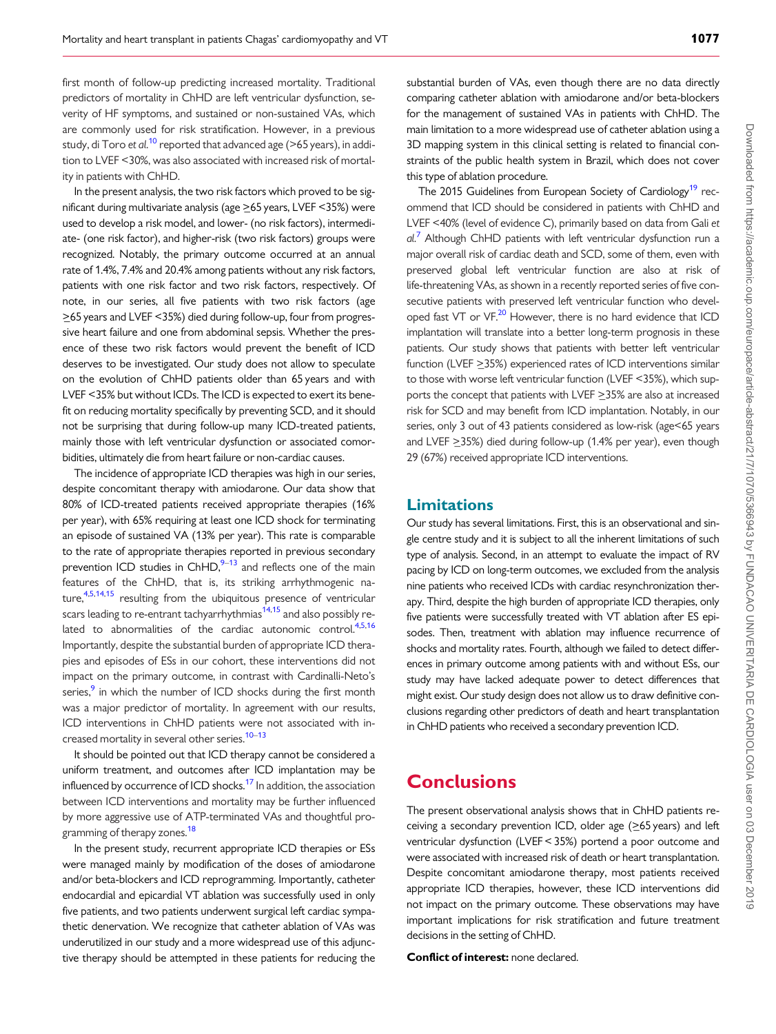first month of follow-up predicting increased mortality. Traditional predictors of mortality in ChHD are left ventricular dysfunction, severity of HF symptoms, and sustained or non-sustained VAs, which are commonly used for risk stratification. However, in a previous study, di Toro *et al.*[10] reported that advanced age (>65 years), in addition to LVEF <30%, was also associated with increased risk of mortality in patients with ChHD.

In the present analysis, the two risk factors which proved to be significant during multivariate analysis (age ≥65 years, LVEF <35%) were used to develop a risk model, and lower- (no risk factors), intermediate- (one risk factor), and higher-risk (two risk factors) groups were recognized. Notably, the primary outcome occurred at an annual rate of 1.4%, 7.4% and 20.4% among patients without any risk factors, patients with one risk factor and two risk factors, respectively. Of note, in our series, all five patients with two risk factors (age ≥65 years and LVEF <35%) died during follow-up, four from progressive heart failure and one from abdominal sepsis. Whether the presence of these two risk factors would prevent the benefit of ICD deserves to be investigated. Our study does not allow to speculate on the evolution of ChHD patients older than 65 years and with LVEF <35% but without ICDs. The ICD is expected to exert its benefit on reducing mortality specifically by preventing SCD, and it should not be surprising that during follow-up many ICD-treated patients, mainly those with left ventricular dysfunction or associated comorbidities, ultimately die from heart failure or non-cardiac causes.

The incidence of appropriate ICD therapies was high in our series, despite concomitant therapy with amiodarone. Our data show that 80% of ICD-treated patients received appropriate therapies (16% per year), with 65% requiring at least one ICD shock for terminating an episode of sustained VA (13% per year). This rate is comparable to the rate of appropriate therapies reported in previous secondary prevention ICD studies in ChHD,[9–13] and reflects one of the main features of the ChHD, that is, its striking arrhythmogenic nature,[4,5,14,15] resulting from the ubiquitous presence of ventricular scars leading to re-entrant tachyarrhythmias[14,15] and also possibly related to abnormalities of the cardiac autonomic control.[4,5,16] Importantly, despite the substantial burden of appropriate ICD therapies and episodes of ESs in our cohort, these interventions did not impact on the primary outcome, in contrast with Cardinalli-Neto's series,[9] in which the number of ICD shocks during the first month was a major predictor of mortality. In agreement with our results, ICD interventions in ChHD patients were not associated with increased mortality in several other series.[10–13]

It should be pointed out that ICD therapy cannot be considered a uniform treatment, and outcomes after ICD implantation may be influenced by occurrence of ICD shocks.[17] In addition, the association between ICD interventions and mortality may be further influenced by more aggressive use of ATP-terminated VAs and thoughtful programming of therapy zones.[18]

In the present study, recurrent appropriate ICD therapies or ESs were managed mainly by modification of the doses of amiodarone and/or beta-blockers and ICD reprogramming. Importantly, catheter endocardial and epicardial VT ablation was successfully used in only five patients, and two patients underwent surgical left cardiac sympathetic denervation. We recognize that catheter ablation of VAs was underutilized in our study and a more widespread use of this adjunctive therapy should be attempted in these patients for reducing the substantial burden of VAs, even though there are no data directly comparing catheter ablation with amiodarone and/or beta-blockers for the management of sustained VAs in patients with ChHD. The main limitation to a more widespread use of catheter ablation using a 3D mapping system in this clinical setting is related to financial constraints of the public health system in Brazil, which does not cover this type of ablation procedure.

The 2015 Guidelines from European Society of Cardiology[19] recommend that ICD should be considered in patients with ChHD and LVEF <40% (level of evidence C), primarily based on data from Gali *et al.*[7] Although ChHD patients with left ventricular dysfunction run a major overall risk of cardiac death and SCD, some of them, even with preserved global left ventricular function are also at risk of life-threatening VAs, as shown in a recently reported series of five consecutive patients with preserved left ventricular function who developed fast VT or VF.[20] However, there is no hard evidence that ICD implantation will translate into a better long-term prognosis in these patients. Our study shows that patients with better left ventricular function (LVEF ≥35%) experienced rates of ICD interventions similar to those with worse left ventricular function (LVEF <35%), which supports the concept that patients with LVEF ≥35% are also at increased risk for SCD and may benefit from ICD implantation. Notably, in our series, only 3 out of 43 patients considered as low-risk (age<65 years and LVEF ≥35%) died during follow-up (1.4% per year), even though 29 (67%) received appropriate ICD interventions.

## Limitations

Our study has several limitations. First, this is an observational and single centre study and it is subject to all the inherent limitations of such type of analysis. Second, in an attempt to evaluate the impact of RV pacing by ICD on long-term outcomes, we excluded from the analysis nine patients who received ICDs with cardiac resynchronization therapy. Third, despite the high burden of appropriate ICD therapies, only five patients were successfully treated with VT ablation after ES episodes. Then, treatment with ablation may influence recurrence of shocks and mortality rates. Fourth, although we failed to detect differences in primary outcome among patients with and without ESs, our study may have lacked adequate power to detect differences that might exist. Our study design does not allow us to draw definitive conclusions regarding other predictors of death and heart transplantation in ChHD patients who received a secondary prevention ICD.

# Conclusions

The present observational analysis shows that in ChHD patients receiving a secondary prevention ICD, older age (≥65 years) and left ventricular dysfunction (LVEF < 35%) portend a poor outcome and were associated with increased risk of death or heart transplantation. Despite concomitant amiodarone therapy, most patients received appropriate ICD therapies, however, these ICD interventions did not impact on the primary outcome. These observations may have important implications for risk stratification and future treatment decisions in the setting of ChHD.

**Conflict of interest:** none declared.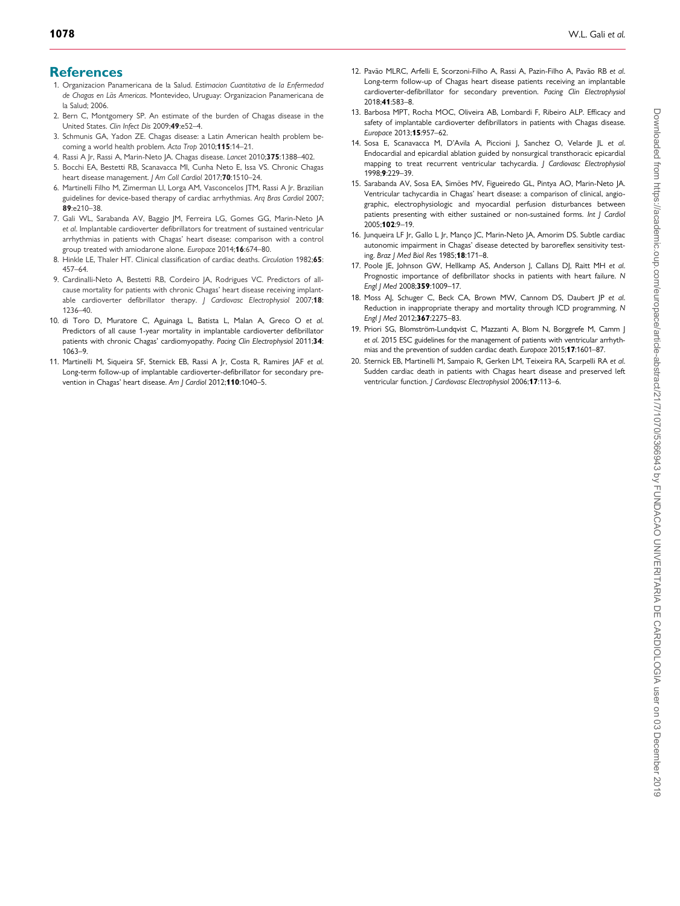# References

1. Organizacion Panamericana de la Salud. *Estimacion Cuantitativa de la Enfermedad de Chagas en Lãs Americas*. Montevideo, Uruguay: Organizacion Panamericana de la Salud; 2006.
2. Bern C, Montgomery SP. An estimate of the burden of Chagas disease in the United States. *Clin Infect Dis* 2009;**49**:e52–4.
3. Schmunis GA, Yadon ZE. Chagas disease: a Latin American health problem becoming a world health problem. *Acta Trop* 2010;**115**:14–21.
4. Rassi A Jr, Rassi A, Marin-Neto JA. Chagas disease. *Lancet* 2010;**375**:1388–402.
5. Bocchi EA, Bestetti RB, Scanavacca MI, Cunha Neto E, Issa VS. Chronic Chagas heart disease management. *J Am Coll Cardiol* 2017;**70**:1510–24.
6. Martinelli Filho M, Zimerman LI, Lorga AM, Vasconcelos JTM, Rassi A Jr. Brazilian guidelines for device-based therapy of cardiac arrhythmias. *Arq Bras Cardiol* 2007;**89**:e210–38.
7. Gali WL, Sarabanda AV, Baggio JM, Ferreira LG, Gomes GG, Marin-Neto JA *et al*. Implantable cardioverter defibrillators for treatment of sustained ventricular arrhythmias in patients with Chagas' heart disease: comparison with a control group treated with amiodarone alone. *Europace* 2014;**16**:674–80.
8. Hinkle LE, Thaler HT. Clinical classification of cardiac deaths. *Circulation* 1982;**65**:457–64.
9. Cardinalli-Neto A, Bestetti RB, Cordeiro JA, Rodrigues VC. Predictors of all-cause mortality for patients with chronic Chagas' heart disease receiving implantable cardioverter defibrillator therapy. *J Cardiovasc Electrophysiol* 2007;**18**:1236–40.
10. di Toro D, Muratore C, Aguinaga L, Batista L, Malan A, Greco O *et al*. Predictors of all cause 1-year mortality in implantable cardioverter defibrillator patients with chronic Chagas' cardiomyopathy. *Pacing Clin Electrophysiol* 2011;**34**:1063–9.
11. Martinelli M, Siqueira SF, Sternick EB, Rassi A Jr, Costa R, Ramires JAF *et al*. Long-term follow-up of implantable cardioverter-defibrillator for secondary prevention in Chagas' heart disease. *Am J Cardiol* 2012;**110**:1040–5.
12. Pavão MLRC, Arfelli E, Scorzoni-Filho A, Rassi A, Pazin-Filho A, Pavão RB *et al*. Long-term follow-up of Chagas heart disease patients receiving an implantable cardioverter-defibrillator for secondary prevention. *Pacing Clin Electrophysiol* 2018;**41**:583–8.
13. Barbosa MPT, Rocha MOC, Oliveira AB, Lombardi F, Ribeiro ALP. Efficacy and safety of implantable cardioverter defibrillators in patients with Chagas disease. *Europace* 2013;**15**:957–62.
14. Sosa E, Scanavacca M, D'Avila A, Piccioni J, Sanchez O, Velarde JL *et al*. Endocardial and epicardial ablation guided by nonsurgical transthoracic epicardial mapping to treat recurrent ventricular tachycardia. *J Cardiovasc Electrophysiol* 1998;**9**:229–39.
15. Sarabanda AV, Sosa EA, Simões MV, Figueiredo GL, Pintya AO, Marin-Neto JA. Ventricular tachycardia in Chagas' heart disease: a comparison of clinical, angiographic, electrophysiologic and myocardial perfusion disturbances between patients presenting with either sustained or non-sustained forms. *Int J Cardiol* 2005;**102**:9–19.
16. Junqueira LF Jr, Gallo L Jr, Manço JC, Marin-Neto JA, Amorim DS. Subtle cardiac autonomic impairment in Chagas' disease detected by baroreflex sensitivity testing. *Braz J Med Biol Res* 1985;**18**:171–8.
17. Poole JE, Johnson GW, Hellkamp AS, Anderson J, Callans DJ, Raitt MH *et al*. Prognostic importance of defibrillator shocks in patients with heart failure. *N Engl J Med* 2008;**359**:1009–17.
18. Moss AJ, Schuger C, Beck CA, Brown MW, Cannom DS, Daubert JP *et al*. Reduction in inappropriate therapy and mortality through ICD programming. *N Engl J Med* 2012;**367**:2275–83.
19. Priori SG, Blomström-Lundqvist C, Mazzanti A, Blom N, Borggrefe M, Camm J *et al*. 2015 ESC guidelines for the management of patients with ventricular arrhythmias and the prevention of sudden cardiac death. *Europace* 2015;**17**:1601–87.
20. Sternick EB, Martinelli M, Sampaio R, Gerken LM, Teixeira RA, Scarpelli RA *et al*. Sudden cardiac death in patients with Chagas heart disease and preserved left ventricular function. *J Cardiovasc Electrophysiol* 2006;**17**:113–6.